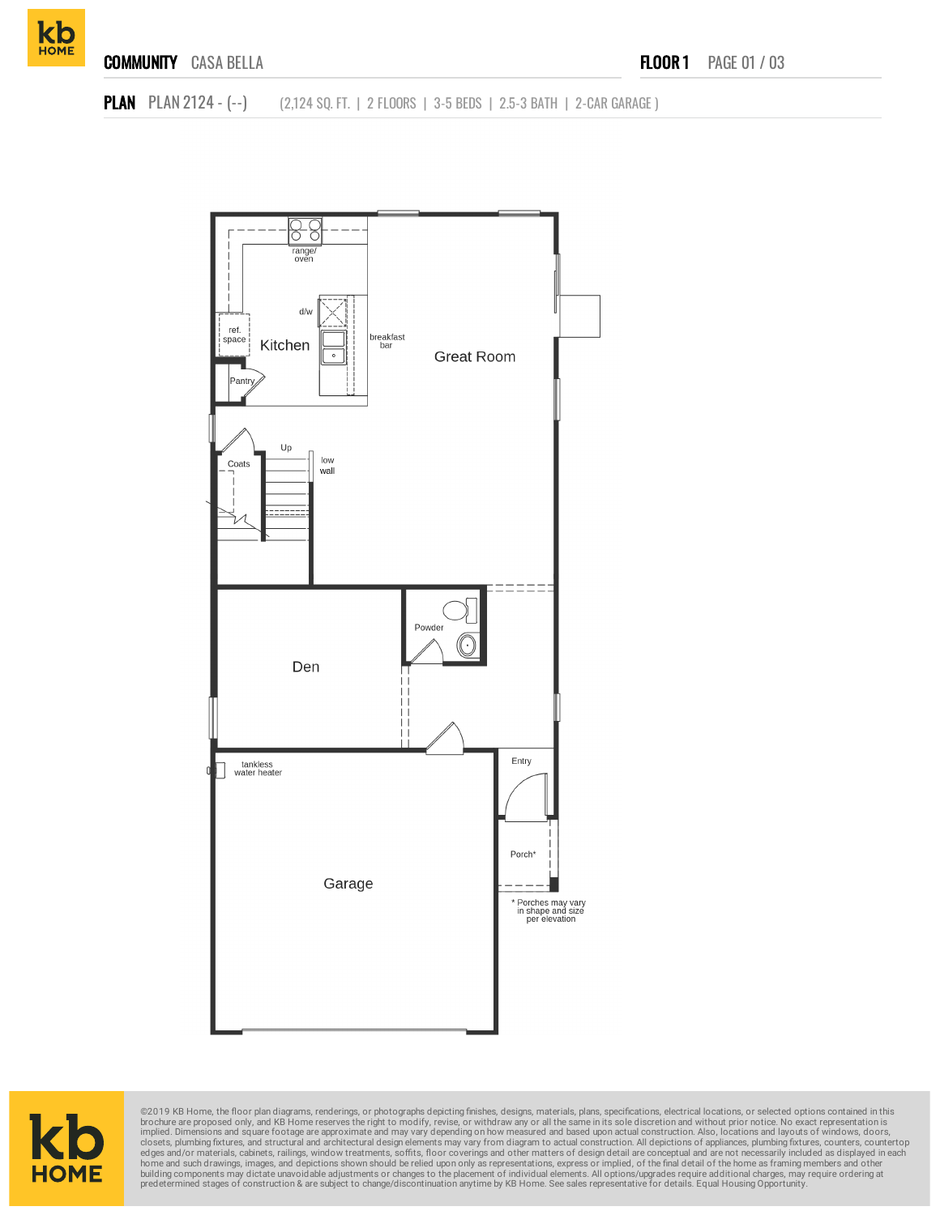**COMMUNITY** CASA BELLA

**FLOOR 1** PAGE 01 / 03

**PLAN** PLAN 2124 - (--) (2,124 SQ. FT. | 2 FLOORS | 3-5 BEDS | 2.5-3 BATH | 2-CAR GARAGE )

range/ oven

d/w

ref. space

Kitchen

breakfast bar

Great Room

Pantry

Coats

Up

low wall

Den

Powder

tankless water heater

Entry

Porch*

Garage

* Porches may vary in shape and size per elevation

©2019 KB Home, the floor plan diagrams, renderings, or photographs depicting finishes, designs, materials, plans, specifications, electrical locations, or selected options contained in this brochure are proposed only, and KB Home reserves the right to modify, revise, or withdraw any or all the same in its sole discretion and without prior notice. No exact representation is implied. Dimensions and square footage are approximate and may vary depending on how measured and based upon actual construction. Also, locations and layouts of windows, doors, closets, plumbing fixtures, and structural and architectural design elements may vary from diagram to actual construction. All depictions of appliances, counters, countertop edges and/or materials, cabinets, railings, window treatments, soffits, floor coverings and other matters of design detail are conceptual and are not necessarily included as displayed in each home and such drawings, images, and depictions shown should be relied upon only as representations, express or implied, of the final detail of the home as framing members and other building components may dictate unavoidable adjustments or changes to the placement of individual elements. All options/upgrades require additional charges, may require ordering at predetermined stages of construction & are subject to change/discontinuation anytime by KB Home. See sales representative for details. Equal Housing Opportunity.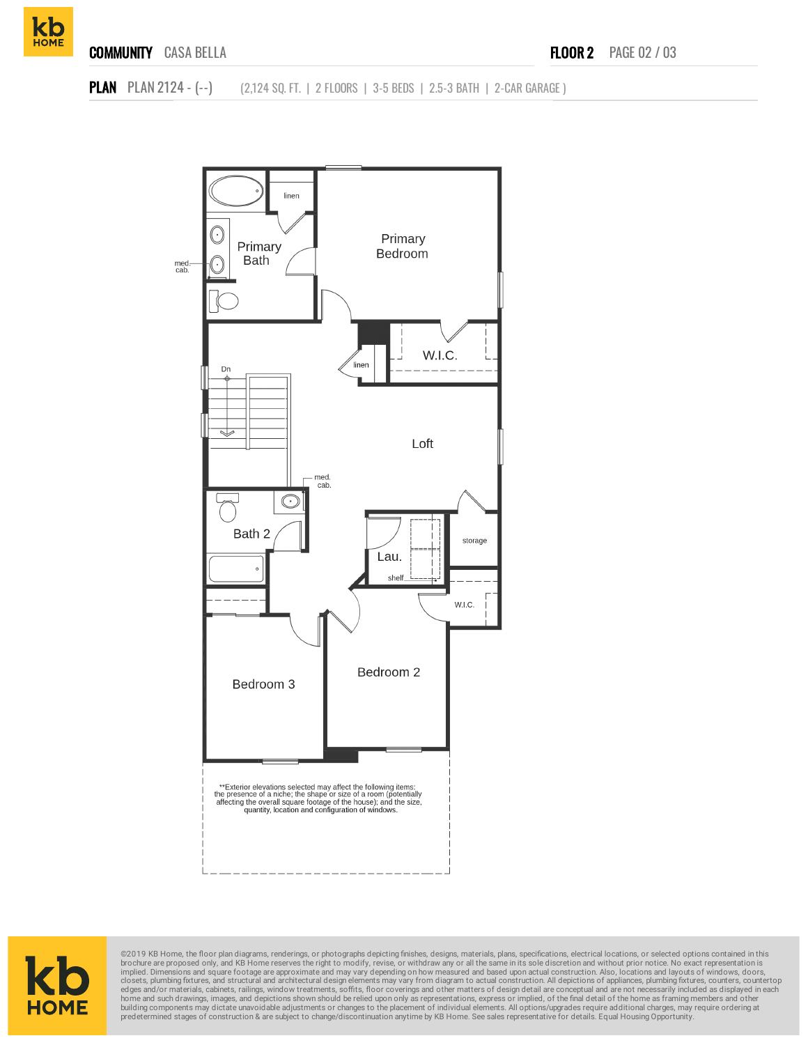**COMMUNITY** CASA BELLA

**FLOOR 2** PAGE 02 / 03

**PLAN** PLAN 2124 - (--) (2,124 SQ. FT. | 2 FLOORS | 3-5 BEDS | 2.5-3 BATH | 2-CAR GARAGE )

Primary Bath

linen

Primary Bedroom

med. cab.

W.I.C.

linen

Dn

Loft

med. cab.

Bath 2

Lau.

shelf

storage

W.I.C.

Bedroom 3

Bedroom 2

**Exterior elevations selected may affect the following items: the presence of a niche; the shape or size of a room (potentially affecting the overall square footage of the house); and the size, quantity, location and configuration of windows.

©2019 KB Home, the floor plan diagrams, renderings, or photographs depicting finishes, designs, materials, plans, specifications, electrical locations, or selected options contained in this brochure are proposed only, and KB Home reserves the right to modify, revise, or withdraw any or all the same in its sole discretion and without prior notice. No exact representation is implied. Dimensions and square footage are approximate and may vary depending on how measured and based upon actual construction. Also, locations and layouts of windows, doors, closets, plumbing fixtures, and structural and architectural design elements may vary from diagram to actual construction. All depictions of appliances, plumbing fixtures, counters, countertop edges and/or materials, cabinets, railings, window treatments, soffits, floor coverings and other matters of design detail are conceptual and are not necessarily included as displayed in each home and such drawings, images, and depictions shown should be relied upon only as representations, express or implied, of the final detail of the home as framing members and other building components may dictate unavoidable adjustments or changes to the placement of individual elements. All options/upgrades require additional charges, may require ordering at predetermined stages of construction & are subject to change/discontinuation anytime by KB Home. See sales representative for details. Equal Housing Opportunity.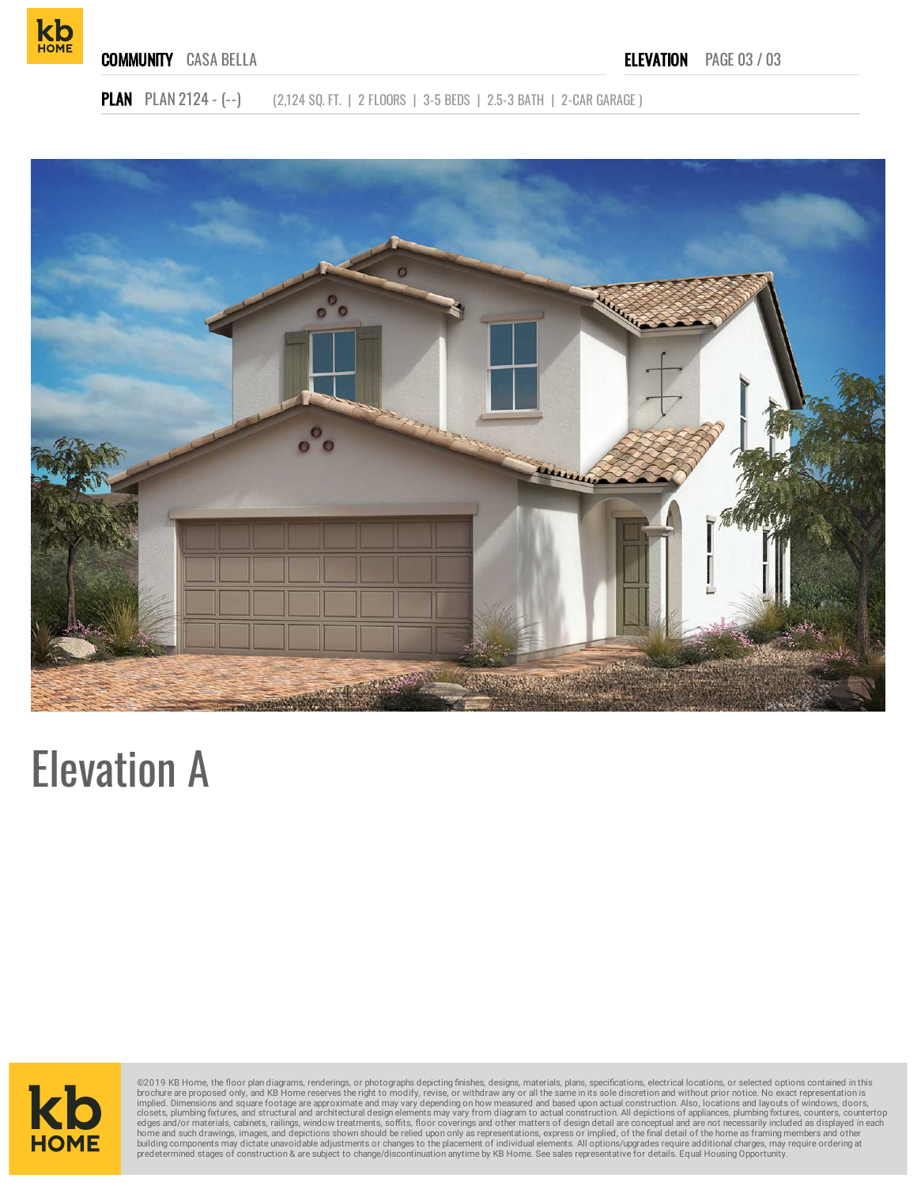**COMMUNITY** CASA BELLA

**ELEVATION** PAGE 03 / 03

**PLAN** PLAN 2124 - (--) (2,124 SQ. FT. | 2 FLOORS | 3-5 BEDS | 2.5-3 BATH | 2-CAR GARAGE )

# Elevation A

©2019 KB Home, the floor plan diagrams, renderings, or photographs depicting finishes, designs, materials, plans, specifications, electrical locations, or selected options contained in this brochure are proposed only, and KB Home reserves the right to modify, revise, or withdraw any or all the same in its sole discretion and without prior notice. No exact representation is implied. Dimensions and square footage are approximate and may vary depending on how measured and based upon actual construction. Also, locations and layouts of windows, doors, closets, plumbing fixtures, and structural and architectural design elements may vary from diagram to actual construction. All depictions of appliances, plumbing fixtures, counters, countertop edges and/or materials, cabinets, railings, window treatments, soffits, floor coverings and other matters of design detail are conceptual and are not necessarily included as displayed in each home and such drawings, images, and depictions shown should be relied upon only as representations, express or implied, of the final detail of the home as framing members and other building components may dictate unavoidable adjustments or changes to the placement of individual elements. All options/upgrades require additional charges, may require ordering at predetermined stages of construction & are subject to change/discontinuation anytime by KB Home. See sales representative for details. Equal Housing Opportunity.